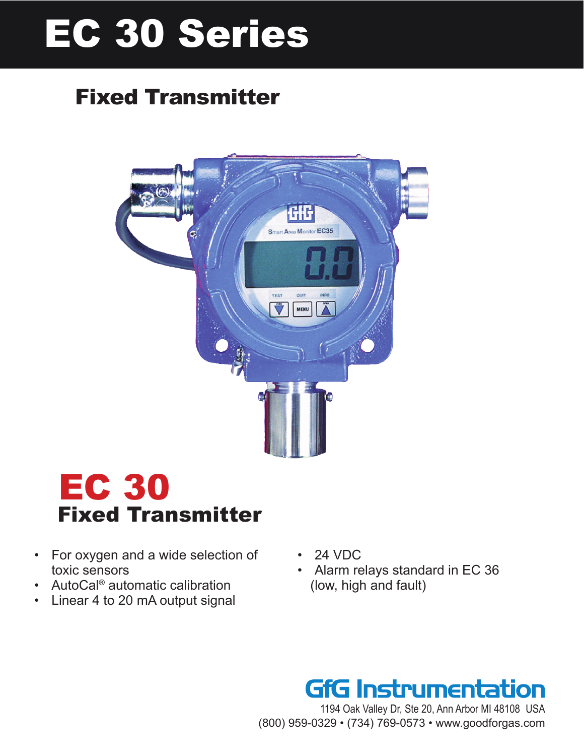# EC 30 Series

## Fixed Transmitter

# EC 30

## Fixed Transmitter

- For oxygen and a wide selection of toxic sensors
- AutoCal® automatic calibration
- Linear 4 to 20 mA output signal
- 24 VDC
- Alarm relays standard in EC 36 (low, high and fault)

**GfG Instrumentation**

1194 Oak Valley Dr, Ste 20, Ann Arbor MI 48108 USA

(800) 959-0329 • (734) 769-0573 • www.goodforgas.com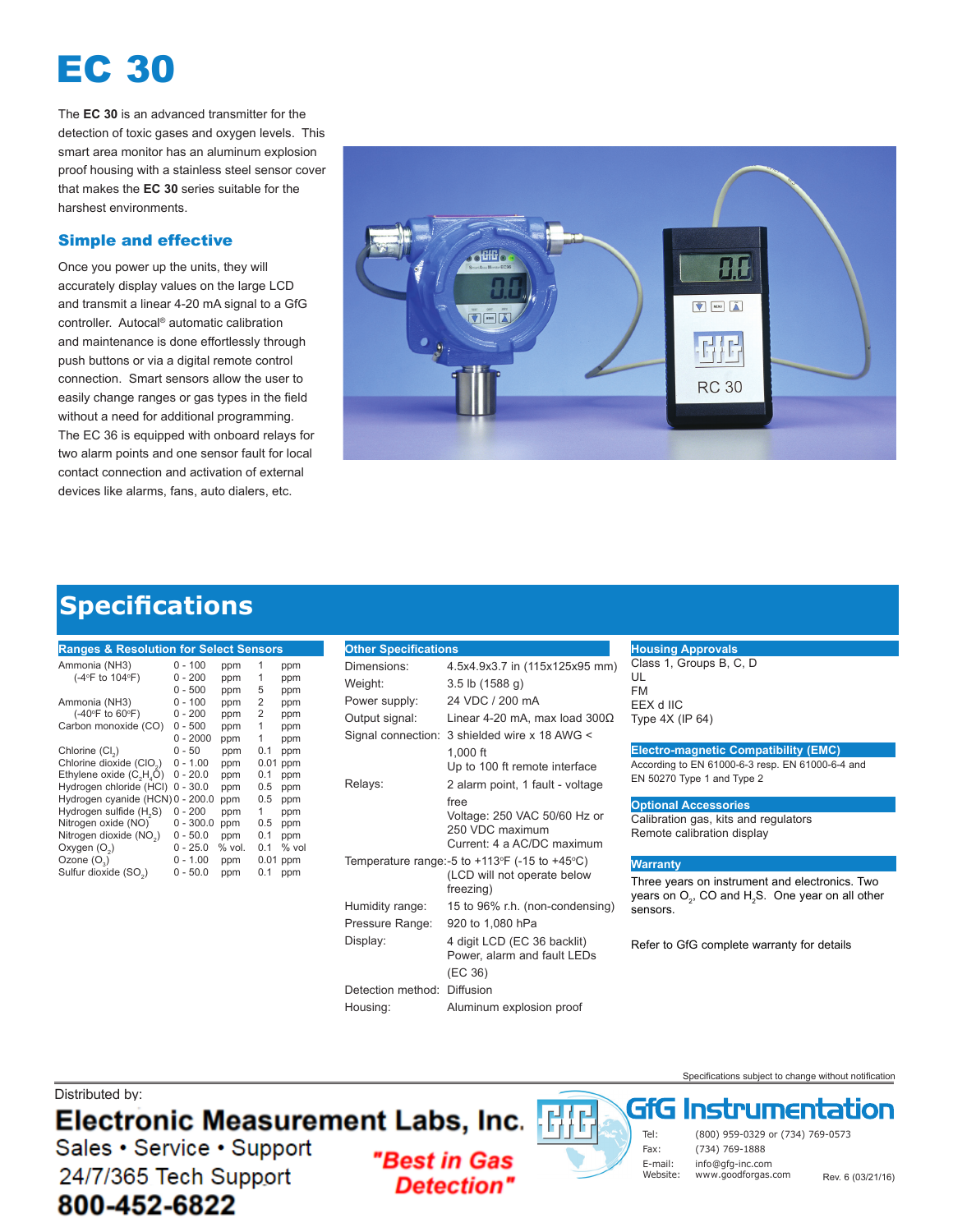# EC 30

The **EC 30** is an advanced transmitter for the detection of toxic gases and oxygen levels. This smart area monitor has an aluminum explosion proof housing with a stainless steel sensor cover that makes the **EC 30** series suitable for the harshest environments.

## Simple and effective

Once you power up the units, they will accurately display values on the large LCD and transmit a linear 4-20 mA signal to a GfG controller. Autocal® automatic calibration and maintenance is done effortlessly through push buttons or via a digital remote control connection. Smart sensors allow the user to easily change ranges or gas types in the field without a need for additional programming. The EC 36 is equipped with onboard relays for two alarm points and one sensor fault for local contact connection and activation of external devices like alarms, fans, auto dialers, etc.

# Specifications

### Ranges & Resolution for Select Sensors

| Sensor | Range | | Resolution | |
|---|---|---|---|---|
| Ammonia (NH3) | 0 - 100 | ppm | 1 | ppm |
| (-4°F to 104°F) | 0 - 200 | ppm | 1 | ppm |
| | 0 - 500 | ppm | 5 | ppm |
| Ammonia (NH3) | 0 - 100 | ppm | 2 | ppm |
| (-40°F to 60°F) | 0 - 200 | ppm | 2 | ppm |
| Carbon monoxide (CO) | 0 - 500 | ppm | 1 | ppm |
| | 0 - 2000 | ppm | 1 | ppm |
| Chlorine ($Cl_2$) | 0 - 50 | ppm | 0.1 | ppm |
| Chlorine dioxide ($ClO_2$) | 0 - 1.00 | ppm | 0.01 | ppm |
| Ethylene oxide ($C_2H_4O$) | 0 - 20.0 | ppm | 0.1 | ppm |
| Hydrogen chloride (HCl) | 0 - 30.0 | ppm | 0.5 | ppm |
| Hydrogen cyanide (HCN) | 0 - 200.0 | ppm | 0.5 | ppm |
| Hydrogen sulfide ($H_2S$) | 0 - 200 | ppm | 1 | ppm |
| Nitrogen oxide (NO) | 0 - 300.0 | ppm | 0.5 | ppm |
| Nitrogen dioxide ($NO_2$) | 0 - 50.0 | ppm | 0.1 | ppm |
| Oxygen ($O_2$) | 0 - 25.0 | % vol. | 0.1 | % vol |
| Ozone ($O_3$) | 0 - 1.00 | ppm | 0.01 | ppm |
| Sulfur dioxide ($SO_2$) | 0 - 50.0 | ppm | 0.1 | ppm |

### Other Specifications

| | |
|---|---|
| Dimensions: | 4.5x4.9x3.7 in (115x125x95 mm) |
| Weight: | 3.5 lb (1588 g) |
| Power supply: | 24 VDC / 200 mA |
| Output signal: | Linear 4-20 mA, max load 300Ω |
| Signal connection: | 3 shielded wire x 18 AWG < 1,000 ft<br>Up to 100 ft remote interface |
| Relays: | 2 alarm point, 1 fault - voltage free<br>Voltage: 250 VAC 50/60 Hz or 250 VDC maximum<br>Current: 4 a AC/DC maximum |
| Temperature range: | -5 to +113°F (-15 to +45°C) (LCD will not operate below freezing) |
| Humidity range: | 15 to 96% r.h. (non-condensing) |
| Pressure Range: | 920 to 1,080 hPa |
| Display: | 4 digit LCD (EC 36 backlit)<br>Power, alarm and fault LEDs (EC 36) |
| Detection method: | Diffusion |
| Housing: | Aluminum explosion proof |

### Housing Approvals

Class 1, Groups B, C, D
UL
FM
EEX d IIC
Type 4X (IP 64)

### Electro-magnetic Compatibility (EMC)

According to EN 61000-6-3 resp. EN 61000-6-4 and EN 50270 Type 1 and Type 2

### Optional Accessories

Calibration gas, kits and regulators
Remote calibration display

### Warranty

Three years on instrument and electronics. Two years on $O_2$, CO and $H_2S$. One year on all other sensors.

Refer to GfG complete warranty for details

Specifications subject to change without notification

Distributed by:

**Electronic Measurement Labs, Inc.**
Sales • Service • Support
24/7/365 Tech Support
**800-452-6822**

*"Best in Gas Detection"*

**GfG Instrumentation**
Tel: (800) 959-0329 or (734) 769-0573
Fax: (734) 769-1888
E-mail: info@gfg-inc.com
Website: www.goodforgas.com

Rev. 6 (03/21/16)